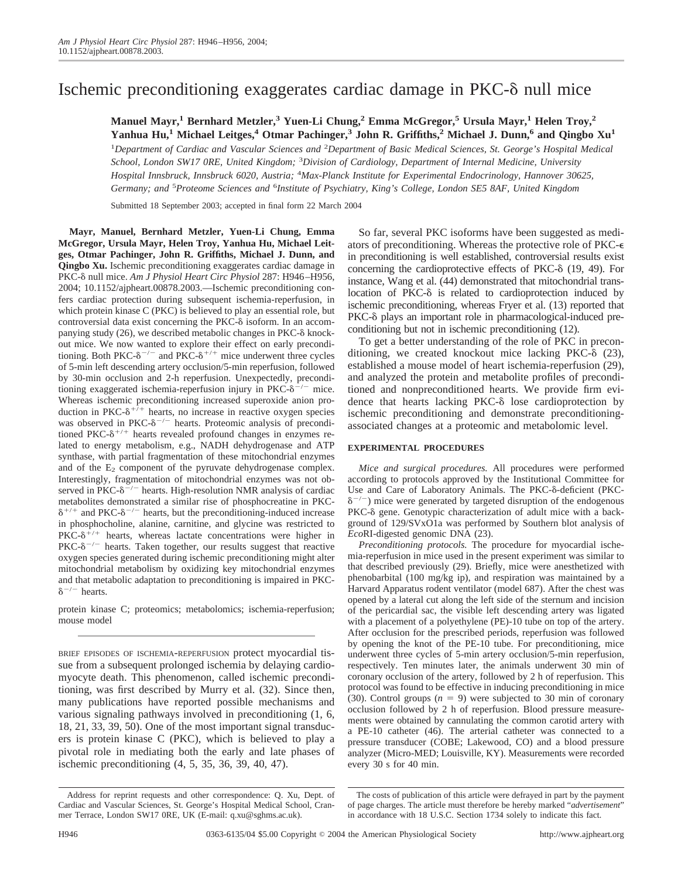# Ischemic preconditioning exaggerates cardiac damage in PKC-δ null mice

**Manuel Mayr,[1] Bernhard Metzler,[3] Yuen-Li Chung,[2] Emma McGregor,[5] Ursula Mayr,[1] Helen Troy,[2] Yanhua Hu,[1] Michael Leitges,[4] Otmar Pachinger,[3] John R. Griffiths,[2] Michael J. Dunn,[6] and Qingbo Xu[1]**

[1]*Department of Cardiac and Vascular Sciences and* [2]*Department of Basic Medical Sciences, St. George's Hospital Medical School, London SW17 0RE, United Kingdom;* [3]*Division of Cardiology, Department of Internal Medicine, University Hospital Innsbruck, Innsbruck 6020, Austria;* [4]*Max-Planck Institute for Experimental Endocrinology, Hannover 30625, Germany; and* [5]*Proteome Sciences and* [6]*Institute of Psychiatry, King's College, London SE5 8AF, United Kingdom*

Submitted 18 September 2003; accepted in final form 22 March 2004

**Mayr, Manuel, Bernhard Metzler, Yuen-Li Chung, Emma McGregor, Ursula Mayr, Helen Troy, Yanhua Hu, Michael Leitges, Otmar Pachinger, John R. Griffiths, Michael J. Dunn, and Qingbo Xu.** Ischemic preconditioning exaggerates cardiac damage in PKC-δ null mice. *Am J Physiol Heart Circ Physiol* 287: H946–H956, 2004; 10.1152/ajpheart.00878.2003.—Ischemic preconditioning confers cardiac protection during subsequent ischemia-reperfusion, in which protein kinase C (PKC) is believed to play an essential role, but controversial data exist concerning the PKC-δ isoform. In an accompanying study (26), we described metabolic changes in PKC-δ knockout mice. We now wanted to explore their effect on early preconditioning. Both PKC-$\delta^{-/-}$ and PKC-$\delta^{+/+}$ mice underwent three cycles of 5-min left descending artery occlusion/5-min reperfusion, followed by 30-min occlusion and 2-h reperfusion. Unexpectedly, preconditioning exaggerated ischemia-reperfusion injury in PKC-$\delta^{-/-}$ mice. Whereas ischemic preconditioning increased superoxide anion production in PKC-$\delta^{+/+}$ hearts, no increase in reactive oxygen species was observed in PKC-$\delta^{-/-}$ hearts. Proteomic analysis of preconditioned PKC-$\delta^{+/+}$ hearts revealed profound changes in enzymes related to energy metabolism, e.g., NADH dehydrogenase and ATP synthase, with partial fragmentation of these mitochondrial enzymes and of the $E_2$ component of the pyruvate dehydrogenase complex. Interestingly, fragmentation of mitochondrial enzymes was not observed in PKC-$\delta^{-/-}$ hearts. High-resolution NMR analysis of cardiac metabolites demonstrated a similar rise of phosphocreatine in PKC-$\delta^{+/+}$ and PKC-$\delta^{-/-}$ hearts, but the preconditioning-induced increase in phosphocholine, alanine, carnitine, and glycine was restricted to PKC-$\delta^{+/+}$ hearts, whereas lactate concentrations were higher in PKC-$\delta^{-/-}$ hearts. Taken together, our results suggest that reactive oxygen species generated during ischemic preconditioning might alter mitochondrial metabolism by oxidizing key mitochondrial enzymes and that metabolic adaptation to preconditioning is impaired in PKC-$\delta^{-/-}$ hearts.

protein kinase C; proteomics; metabolomics; ischemia-reperfusion; mouse model

BRIEF EPISODES OF ISCHEMIA-REPERFUSION protect myocardial tissue from a subsequent prolonged ischemia by delaying cardiomyocyte death. This phenomenon, called ischemic preconditioning, was first described by Murry et al. (32). Since then, many publications have reported possible mechanisms and various signaling pathways involved in preconditioning (1, 6, 18, 21, 33, 39, 50). One of the most important signal transducers is protein kinase C (PKC), which is believed to play a pivotal role in mediating both the early and late phases of ischemic preconditioning (4, 5, 35, 36, 39, 40, 47).

So far, several PKC isoforms have been suggested as mediators of preconditioning. Whereas the protective role of PKC-ε in preconditioning is well established, controversial results exist concerning the cardioprotective effects of PKC-δ (19, 49). For instance, Wang et al. (44) demonstrated that mitochondrial translocation of PKC-δ is related to cardioprotection induced by ischemic preconditioning, whereas Fryer et al. (13) reported that PKC-δ plays an important role in pharmacological-induced preconditioning but not in ischemic preconditioning (12).

To get a better understanding of the role of PKC in preconditioning, we created knockout mice lacking PKC-δ (23), established a mouse model of heart ischemia-reperfusion (29), and analyzed the protein and metabolite profiles of preconditioned and nonpreconditioned hearts. We provide firm evidence that hearts lacking PKC-δ lose cardioprotection by ischemic preconditioning and demonstrate preconditioning-associated changes at a proteomic and metabolomic level.

## EXPERIMENTAL PROCEDURES

*Mice and surgical procedures.* All procedures were performed according to protocols approved by the Institutional Committee for Use and Care of Laboratory Animals. The PKC-δ-deficient (PKC-$\delta^{-/-}$) mice were generated by targeted disruption of the endogenous PKC-δ gene. Genotypic characterization of adult mice with a background of 129/SVxO1a was performed by Southern blot analysis of *Eco*RI-digested genomic DNA (23).

*Preconditioning protocols.* The procedure for myocardial ischemia-reperfusion in mice used in the present experiment was similar to that described previously (29). Briefly, mice were anesthetized with phenobarbital (100 mg/kg ip), and respiration was maintained by a Harvard Apparatus rodent ventilator (model 687). After the chest was opened by a lateral cut along the left side of the sternum and incision of the pericardial sac, the visible left descending artery was ligated with a placement of a polyethylene (PE)-10 tube on top of the artery. After occlusion for the prescribed periods, reperfusion was followed by opening the knot of the PE-10 tube. For preconditioning, mice underwent three cycles of 5-min artery occlusion/5-min reperfusion, respectively. Ten minutes later, the animals underwent 30 min of coronary occlusion of the artery, followed by 2 h of reperfusion. This protocol was found to be effective in inducing preconditioning in mice (30). Control groups ($n = 9$) were subjected to 30 min of coronary occlusion followed by 2 h of reperfusion. Blood pressure measurements were obtained by cannulating the common carotid artery with a PE-10 catheter (46). The arterial catheter was connected to a pressure transducer (COBE; Lakewood, CO) and a blood pressure analyzer (Micro-MED; Louisville, KY). Measurements were recorded every 30 s for 40 min.

Address for reprint requests and other correspondence: Q. Xu, Dept. of Cardiac and Vascular Sciences, St. George's Hospital Medical School, Cranmer Terrace, London SW17 0RE, UK (E-mail: q.xu@sghms.ac.uk).

The costs of publication of this article were defrayed in part by the payment of page charges. The article must therefore be hereby marked "*advertisement*" in accordance with 18 U.S.C. Section 1734 solely to indicate this fact.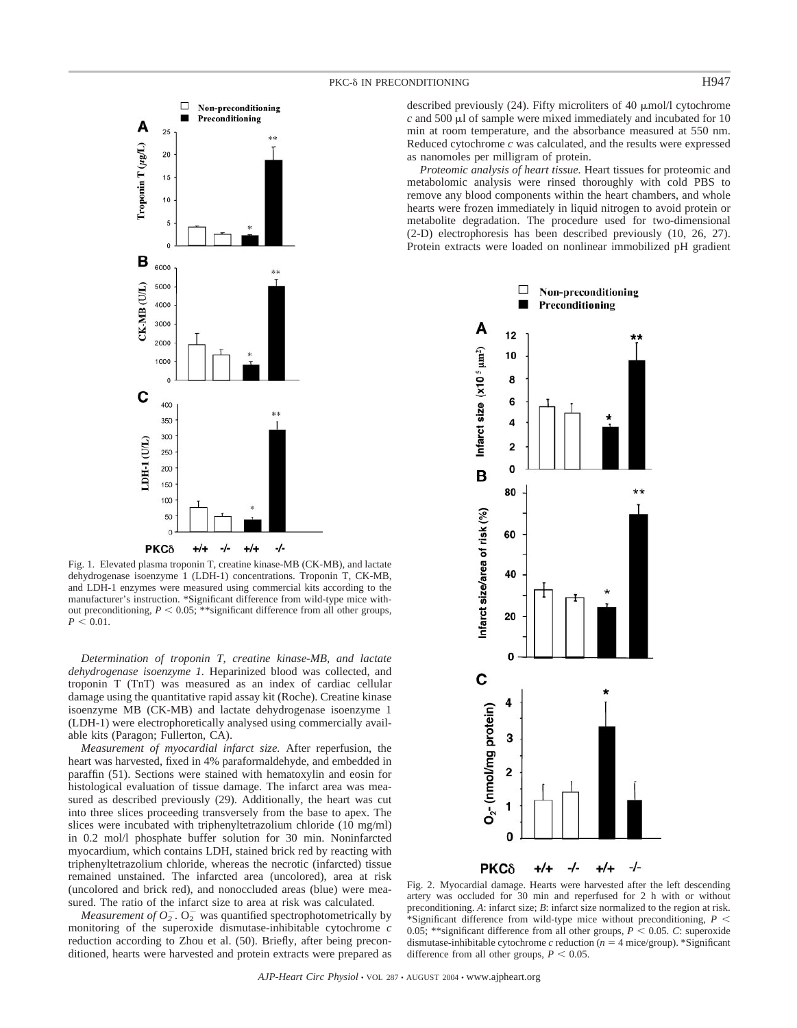described previously (24). Fifty microliters of 40 μmol/l cytochrome *c* and 500 μl of sample were mixed immediately and incubated for 10 min at room temperature, and the absorbance measured at 550 nm. Reduced cytochrome *c* was calculated, and the results were expressed as nanomoles per milligram of protein.

*Proteomic analysis of heart tissue.* Heart tissues for proteomic and metabolomic analysis were rinsed thoroughly with cold PBS to remove any blood components within the heart chambers, and whole hearts were frozen immediately in liquid nitrogen to avoid protein or metabolite degradation. The procedure used for two-dimensional (2-D) electrophoresis has been described previously (10, 26, 27). Protein extracts were loaded on nonlinear immobilized pH gradient

Fig. 1. Elevated plasma troponin T, creatine kinase-MB (CK-MB), and lactate dehydrogenase isoenzyme 1 (LDH-1) concentrations. Troponin T, CK-MB, and LDH-1 enzymes were measured using commercial kits according to the manufacturer's instruction. *Significant difference from wild-type mice without preconditioning, $P < 0.05$; **significant difference from all other groups, $P < 0.01$.

*Determination of troponin T, creatine kinase-MB, and lactate dehydrogenase isoenzyme 1.* Heparinized blood was collected, and troponin T (TnT) was measured as an index of cardiac cellular damage using the quantitative rapid assay kit (Roche). Creatine kinase isoenzyme MB (CK-MB) and lactate dehydrogenase isoenzyme 1 (LDH-1) were electrophoretically analysed using commercially available kits (Paragon; Fullerton, CA).

*Measurement of myocardial infarct size.* After reperfusion, the heart was harvested, fixed in 4% paraformaldehyde, and embedded in paraffin (51). Sections were stained with hematoxylin and eosin for histological evaluation of tissue damage. The infarct area was measured as described previously (29). Additionally, the heart was cut into three slices proceeding transversely from the base to apex. The slices were incubated with triphenyltetrazolium chloride (10 mg/ml) in 0.2 mol/l phosphate buffer solution for 30 min. Noninfarcted myocardium, which contains LDH, stained brick red by reacting with triphenyltetrazolium chloride, whereas the necrotic (infarcted) tissue remained unstained. The infarcted area (uncolored), area at risk (uncolored and brick red), and nonoccluded areas (blue) were measured. The ratio of the infarct size to area at risk was calculated.

*Measurement of $O_2^-$.* $O_2^-$ was quantified spectrophotometrically by monitoring of the superoxide dismutase-inhibitable cytochrome *c* reduction according to Zhou et al. (50). Briefly, after being preconditioned, hearts were harvested and protein extracts were prepared as

Fig. 2. Myocardial damage. Hearts were harvested after the left descending artery was occluded for 30 min and reperfused for 2 h with or without preconditioning. *A*: infarct size; *B*: infarct size normalized to the region at risk. *Significant difference from wild-type mice without preconditioning, $P < 0.05$; **significant difference from all other groups, $P < 0.05$. *C*: superoxide dismutase-inhibitable cytochrome *c* reduction ($n = 4$ mice/group). *Significant difference from all other groups, $P < 0.05$.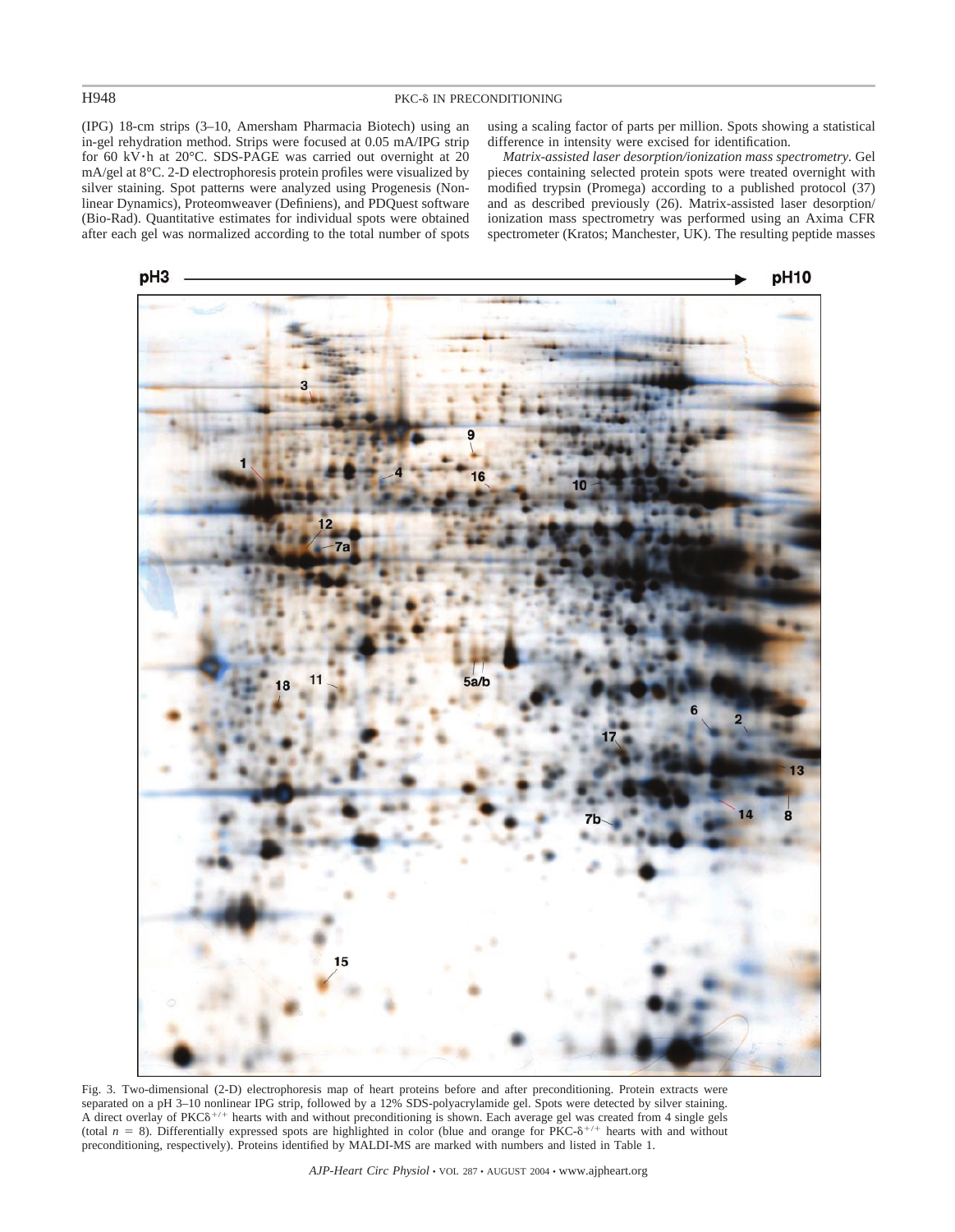(IPG) 18-cm strips (3–10, Amersham Pharmacia Biotech) using an in-gel rehydration method. Strips were focused at 0.05 mA/IPG strip for 60 kV·h at 20°C. SDS-PAGE was carried out overnight at 20 mA/gel at 8°C. 2-D electrophoresis protein profiles were visualized by silver staining. Spot patterns were analyzed using Progenesis (Nonlinear Dynamics), Proteomweaver (Definiens), and PDQuest software (Bio-Rad). Quantitative estimates for individual spots were obtained after each gel was normalized according to the total number of spots using a scaling factor of parts per million. Spots showing a statistical difference in intensity were excised for identification.

*Matrix-assisted laser desorption/ionization mass spectrometry.* Gel pieces containing selected protein spots were treated overnight with modified trypsin (Promega) according to a published protocol (37) and as described previously (26). Matrix-assisted laser desorption/ionization mass spectrometry was performed using an Axima CFR spectrometer (Kratos; Manchester, UK). The resulting peptide masses

Fig. 3. Two-dimensional (2-D) electrophoresis map of heart proteins before and after preconditioning. Protein extracts were separated on a pH 3–10 nonlinear IPG strip, followed by a 12% SDS-polyacrylamide gel. Spots were detected by silver staining. A direct overlay of PKC$\delta^{+/+}$ hearts with and without preconditioning is shown. Each average gel was created from 4 single gels (total $n$ = 8). Differentially expressed spots are highlighted in color (blue and orange for PKC-$\delta^{+/+}$ hearts with and without preconditioning, respectively). Proteins identified by MALDI-MS are marked with numbers and listed in Table 1.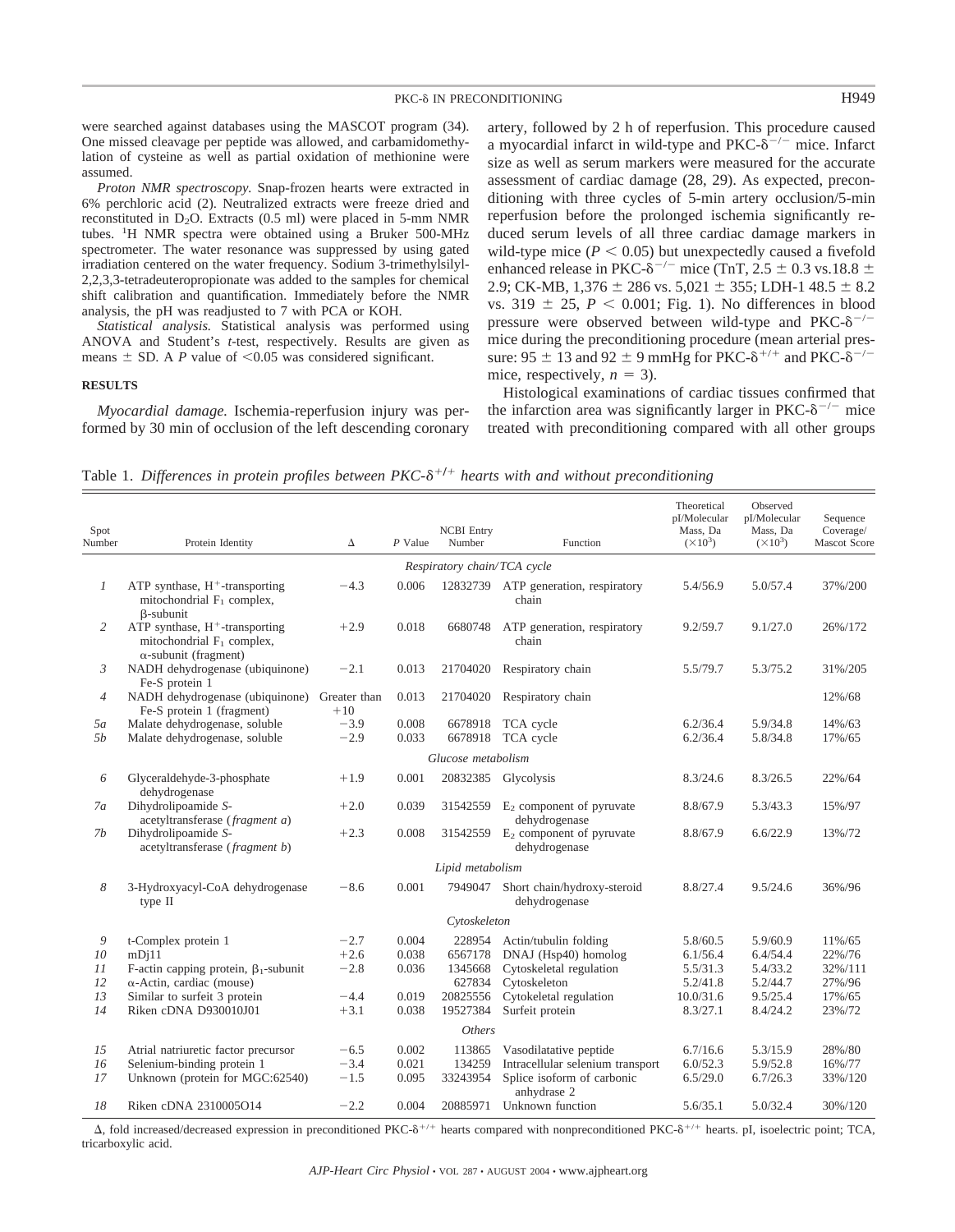were searched against databases using the MASCOT program (34). One missed cleavage per peptide was allowed, and carbamidomethylation of cysteine as well as partial oxidation of methionine were assumed.

*Proton NMR spectroscopy.* Snap-frozen hearts were extracted in 6% perchloric acid (2). Neutralized extracts were freeze dried and reconstituted in $D_2O$. Extracts (0.5 ml) were placed in 5-mm NMR tubes. $^1$H NMR spectra were obtained using a Bruker 500-MHz spectrometer. The water resonance was suppressed by using gated irradiation centered on the water frequency. Sodium 3-trimethylsilyl-2,2,3,3-tetradeuteropropionate was added to the samples for chemical shift calibration and quantification. Immediately before the NMR analysis, the pH was readjusted to 7 with PCA or KOH.

*Statistical analysis.* Statistical analysis was performed using ANOVA and Student's *t*-test, respectively. Results are given as means ± SD. A *P* value of <0.05 was considered significant.

## RESULTS

*Myocardial damage.* Ischemia-reperfusion injury was performed by 30 min of occlusion of the left descending coronary artery, followed by 2 h of reperfusion. This procedure caused a myocardial infarct in wild-type and PKC-$\delta^{-/-}$ mice. Infarct size as well as serum markers were measured for the accurate assessment of cardiac damage (28, 29). As expected, preconditioning with three cycles of 5-min artery occlusion/5-min reperfusion before the prolonged ischemia significantly reduced serum levels of all three cardiac damage markers in wild-type mice ($P < 0.05$) but unexpectedly caused a fivefold enhanced release in PKC-$\delta^{-/-}$ mice (TnT, 2.5 ± 0.3 vs.18.8 ± 2.9; CK-MB, 1,376 ± 286 vs. 5,021 ± 355; LDH-1 48.5 ± 8.2 vs. 319 ± 25, $P < 0.001$; Fig. 1). No differences in blood pressure were observed between wild-type and PKC-$\delta^{-/-}$ mice during the preconditioning procedure (mean arterial pressure: 95 ± 13 and 92 ± 9 mmHg for PKC-$\delta^{+/+}$ and PKC-$\delta^{-/-}$ mice, respectively, $n = 3$).

Histological examinations of cardiac tissues confirmed that the infarction area was significantly larger in PKC-$\delta^{-/-}$ mice treated with preconditioning compared with all other groups

Table 1. *Differences in protein profiles between PKC-$\delta^{+/+}$ hearts with and without preconditioning*

| Spot Number | Protein Identity | Δ | *P* Value | NCBI Entry Number | Function | Theoretical pI/Molecular Mass, Da ($\times 10^3$) | Observed pI/Molecular Mass, Da ($\times 10^3$) | Sequence Coverage/ Mascot Score |
|---|---|---|---|---|---|---|---|---|
| | | | | *Respiratory chain/TCA cycle* | | | | |
| *1* | ATP synthase, $H^+$-transporting mitochondrial $F_1$ complex, β-subunit | −4.3 | 0.006 | 12832739 | ATP generation, respiratory chain | 5.4/56.9 | 5.0/57.4 | 37%/200 |
| *2* | ATP synthase, $H^+$-transporting mitochondrial $F_1$ complex, α-subunit (fragment) | +2.9 | 0.018 | 6680748 | ATP generation, respiratory chain | 9.2/59.7 | 9.1/27.0 | 26%/172 |
| *3* | NADH dehydrogenase (ubiquinone) Fe-S protein 1 | −2.1 | 0.013 | 21704020 | Respiratory chain | 5.5/79.7 | 5.3/75.2 | 31%/205 |
| *4* | NADH dehydrogenase (ubiquinone) Fe-S protein 1 (fragment) | Greater than +10 | 0.013 | 21704020 | Respiratory chain | | | 12%/68 |
| *5a* | Malate dehydrogenase, soluble | −3.9 | 0.008 | 6678918 | TCA cycle | 6.2/36.4 | 5.9/34.8 | 14%/63 |
| *5b* | Malate dehydrogenase, soluble | −2.9 | 0.033 | 6678918 | TCA cycle | 6.2/36.4 | 5.8/34.8 | 17%/65 |
| | | | | *Glucose metabolism* | | | | |
| *6* | Glyceraldehyde-3-phosphate dehydrogenase | +1.9 | 0.001 | 20832385 | Glycolysis | 8.3/24.6 | 8.3/26.5 | 22%/64 |
| *7a* | Dihydrolipoamide *S*-acetyltransferase (*fragment a*) | +2.0 | 0.039 | 31542559 | $E_2$ component of pyruvate dehydrogenase | 8.8/67.9 | 5.3/43.3 | 15%/97 |
| *7b* | Dihydrolipoamide *S*-acetyltransferase (*fragment b*) | +2.3 | 0.008 | 31542559 | $E_2$ component of pyruvate dehydrogenase | 8.8/67.9 | 6.6/22.9 | 13%/72 |
| | | | | *Lipid metabolism* | | | | |
| *8* | 3-Hydroxyacyl-CoA dehydrogenase type II | −8.6 | 0.001 | 7949047 | Short chain/hydroxy-steroid dehydrogenase | 8.8/27.4 | 9.5/24.6 | 36%/96 |
| | | | | *Cytoskeleton* | | | | |
| *9* | t-Complex protein 1 | −2.7 | 0.004 | 228954 | Actin/tubulin folding | 5.8/60.5 | 5.9/60.9 | 11%/65 |
| *10* | mDj11 | +2.6 | 0.038 | 6567178 | DNAJ (Hsp40) homolog | 6.1/56.4 | 6.4/54.4 | 22%/76 |
| *11* | F-actin capping protein, $\beta_1$-subunit | −2.8 | 0.036 | 1345668 | Cytoskeletal regulation | 5.5/31.3 | 5.4/33.2 | 32%/111 |
| *12* | α-Actin, cardiac (mouse) | | | 627834 | Cytoskeleton | 5.2/41.8 | 5.2/44.7 | 27%/96 |
| *13* | Similar to surfeit 3 protein | −4.4 | 0.019 | 20825556 | Cytokeletal regulation | 10.0/31.6 | 9.5/25.4 | 17%/65 |
| *14* | Riken cDNA D930010J01 | +3.1 | 0.038 | 19527384 | Surfeit protein | 8.3/27.1 | 8.4/24.2 | 23%/72 |
| | | | | *Others* | | | | |
| *15* | Atrial natriuretic factor precursor | −6.5 | 0.002 | 113865 | Vasodilatative peptide | 6.7/16.6 | 5.3/15.9 | 28%/80 |
| *16* | Selenium-binding protein 1 | −3.4 | 0.021 | 134259 | Intracellular selenium transport | 6.0/52.3 | 5.9/52.8 | 16%/77 |
| *17* | Unknown (protein for MGC:62540) | −1.5 | 0.095 | 33243954 | Splice isoform of carbonic anhydrase 2 | 6.5/29.0 | 6.7/26.3 | 33%/120 |
| *18* | Riken cDNA 2310005O14 | −2.2 | 0.004 | 20885971 | Unknown function | 5.6/35.1 | 5.0/32.4 | 30%/120 |

Δ, fold increased/decreased expression in preconditioned PKC-$\delta^{+/+}$ hearts compared with nonpreconditioned PKC-$\delta^{+/+}$ hearts. pI, isoelectric point; TCA, tricarboxylic acid.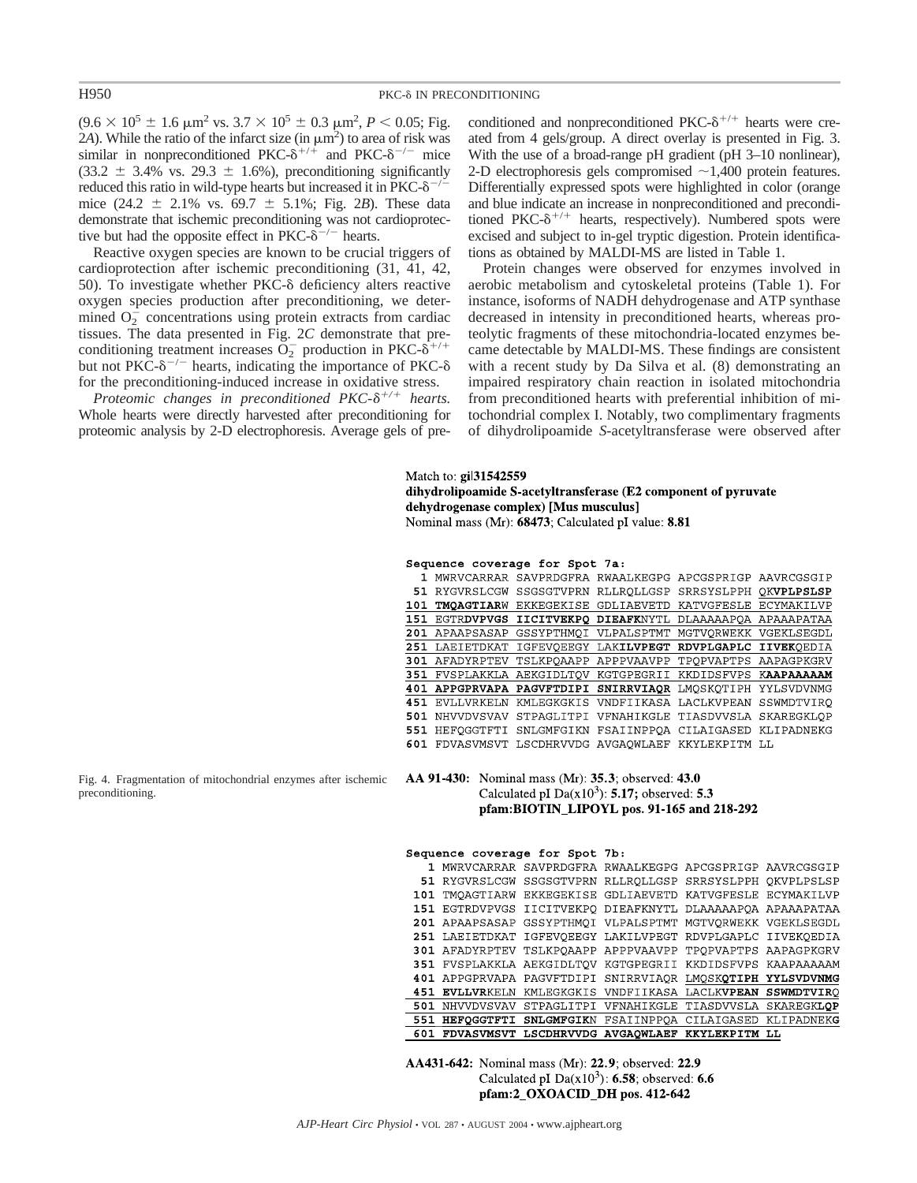($9.6 \times 10^5 \pm 1.6$ μm$^2$ vs. $3.7 \times 10^5 \pm 0.3$ μm$^2$, $P < 0.05$; Fig. 2*A*). While the ratio of the infarct size (in μm$^2$) to area of risk was similar in nonpreconditioned PKC-δ$^{+/+}$ and PKC-δ$^{-/-}$ mice ($33.2 \pm 3.4$% vs. $29.3 \pm 1.6$%), preconditioning significantly reduced this ratio in wild-type hearts but increased it in PKC-δ$^{-/-}$ mice ($24.2 \pm 2.1$% vs. $69.7 \pm 5.1$%; Fig. 2*B*). These data demonstrate that ischemic preconditioning was not cardioprotective but had the opposite effect in PKC-δ$^{-/-}$ hearts.

Reactive oxygen species are known to be crucial triggers of cardioprotection after ischemic preconditioning (31, 41, 42, 50). To investigate whether PKC-δ deficiency alters reactive oxygen species production after preconditioning, we determined $O_2^-$ concentrations using protein extracts from cardiac tissues. The data presented in Fig. 2*C* demonstrate that preconditioning treatment increases $O_2^-$ production in PKC-δ$^{+/+}$ but not PKC-δ$^{-/-}$ hearts, indicating the importance of PKC-δ for the preconditioning-induced increase in oxidative stress.

*Proteomic changes in preconditioned PKC-δ$^{+/+}$ hearts.* Whole hearts were directly harvested after preconditioning for proteomic analysis by 2-D electrophoresis. Average gels of preconditioned and nonpreconditioned PKC-δ$^{+/+}$ hearts were created from 4 gels/group. A direct overlay is presented in Fig. 3. With the use of a broad-range pH gradient (pH 3–10 nonlinear), 2-D electrophoresis gels compromised ~1,400 protein features. Differentially expressed spots were highlighted in color (orange and blue indicate an increase in nonpreconditioned and preconditioned PKC-δ$^{+/+}$ hearts, respectively). Numbered spots were excised and subject to in-gel tryptic digestion. Protein identifications as obtained by MALDI-MS are listed in Table 1.

Protein changes were observed for enzymes involved in aerobic metabolism and cytoskeletal proteins (Table 1). For instance, isoforms of NADH dehydrogenase and ATP synthase decreased in intensity in preconditioned hearts, whereas proteolytic fragments of these mitochondria-located enzymes became detectable by MALDI-MS. These findings are consistent with a recent study by Da Silva et al. (8) demonstrating an impaired respiratory chain reaction in isolated mitochondria from preconditioned hearts with preferential inhibition of mitochondrial complex I. Notably, two complimentary fragments of dihydrolipoamide *S*-acetyltransferase were observed after

Match to: **gi|31542559**
**dihydrolipoamide S-acetyltransferase (E2 component of pyruvate dehydrogenase complex) [Mus musculus]**
Nominal mass (Mr): **68473**; Calculated pI value: **8.81**

**Sequence coverage for Spot 7a:**

```
  1 MWRVCARRAR SAVPRDGFRA RWAALKEGPG APCGSPRIGP AAVRCGSGIP
 51 RYGVRSLCGW SSGSGTVPRN RLLRQLLGSP SRRSYSLPPH QKVPLPSLSP
101 TMQAGTIARW EKKEGEKISE GDLIAEVETD KATVGFESLE ECYMAKILVP
151 EGTRDVPVGS IICITVEKPQ DIEAFKNYTL DLAAAAAPQA APAAAPATAA
201 APAAPSASAP GSSYPTHMQI VLPALSPTMT MGTVQRWEKK VGEKLSEGDL
251 LAEIETDKAT IGFEVQEEGY LAKILVPEGT RDVPLGAPLC IIVEKQEDIA
301 AFADYRPTEV TSLKPQAAPP APPPVAAVPP TPQPVAPTPS AAPAGPKGRV
351 FVSPLAKKLA AEKGIDLTQV KGTGPEGRII KKDIDSFVPS KAAPAAAAAM
401 APPGPRVAPA PAGVFTDIPI SNIRRVIAQR LMQSKQTIPH YYLSVDVNMG
451 EVLLVRKELN KMLEGKGKIS VNDFIIKASA LACLKVPEAN SSWMDTVIRQ
501 NHVVDVSVAV STPAGLITPI VFNAHIKGLE TIASDVVSLA SKAREGKLQP
551 HEFQGGTFTI SNLGMFGIKN FSAIINPPQA CILAIGASED KLIPADNEKG
601 FDVASVMSVT LSCDHRVVDG AVGAQWLAEF KKYLEKPITM LL
```

**AA 91-430:** Nominal mass (Mr): **35.3**; observed: **43.0**
Calculated pI Da(x10$^3$): **5.17;** observed: **5.3**
**pfam:BIOTIN_LIPOYL pos. 91-165 and 218-292**

**Sequence coverage for Spot 7b:**

```
  1 MWRVCARRAR SAVPRDGFRA RWAALKEGPG APCGSPRIGP AAVRCGSGIP
 51 RYGVRSLCGW SSGSGTVPRN RLLRQLLGSP SRRSYSLPPH QKVPLPSLSP
101 TMQAGTIARW EKKEGEKISE GDLIAEVETD KATVGFESLE ECYMAKILVP
151 EGTRDVPVGS IICITVEKPQ DIEAFKNYTL DLAAAAAPQA APAAAPATAA
201 APAAPSASAP GSSYPTHMQI VLPALSPTMT MGTVQRWEKK VGEKLSEGDL
251 LAEIETDKAT IGFEVQEEGY LAKILVPEGT RDVPLGAPLC IIVEKQEDIA
301 AFADYRPTEV TSLKPQAAPP APPPVAAVPP TPQPVAPTPS AAPAGPKGRV
351 FVSPLAKKLA AEKGIDLTQV KGTGPEGRII KKDIDSFVPS KAAPAAAAAM
401 APPGPRVAPA PAGVFTDIPI SNIRRVIAQR LMQSKQTIPH YYLSVDVNMG
451 EVLLVRKELN KMLEGKGKIS VNDFIIKASA LACLKVPEAN SSWMDTVIRQ
501 NHVVDVSVAV STPAGLITPI VFNAHIKGLE TIASDVVSLA SKAREGKLQP
551 HEFQGGTFTI SNLGMFGIKN FSAIINPPQA CILAIGASED KLIPADNEKG
601 FDVASVMSVT LSCDHRVVDG AVGAQWLAEF KKYLEKPITM LL
```

**AA431-642:** Nominal mass (Mr): **22.9**; observed: **22.9**
Calculated pI Da(x10$^3$): **6.58**; observed: **6.6**
**pfam:2_OXOACID_DH pos. 412-642**

Fig. 4. Fragmentation of mitochondrial enzymes after ischemic preconditioning.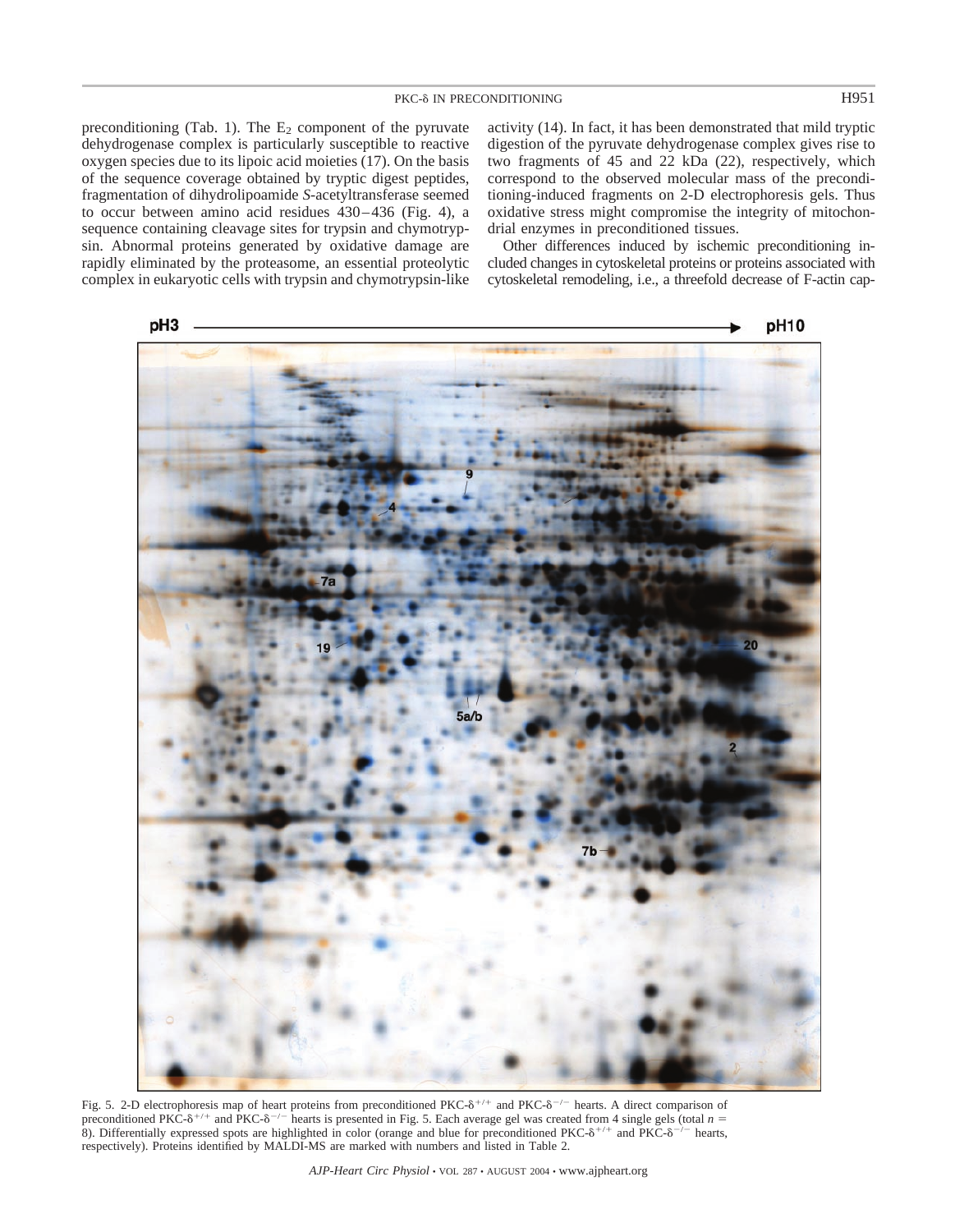preconditioning (Tab. 1). The $E_2$ component of the pyruvate dehydrogenase complex is particularly susceptible to reactive oxygen species due to its lipoic acid moieties (17). On the basis of the sequence coverage obtained by tryptic digest peptides, fragmentation of dihydrolipoamide *S*-acetyltransferase seemed to occur between amino acid residues 430–436 (Fig. 4), a sequence containing cleavage sites for trypsin and chymotrypsin. Abnormal proteins generated by oxidative damage are rapidly eliminated by the proteasome, an essential proteolytic complex in eukaryotic cells with trypsin and chymotrypsin-like activity (14). In fact, it has been demonstrated that mild tryptic digestion of the pyruvate dehydrogenase complex gives rise to two fragments of 45 and 22 kDa (22), respectively, which correspond to the observed molecular mass of the preconditioning-induced fragments on 2-D electrophoresis gels. Thus oxidative stress might compromise the integrity of mitochondrial enzymes in preconditioned tissues.

Other differences induced by ischemic preconditioning included changes in cytoskeletal proteins or proteins associated with cytoskeletal remodeling, i.e., a threefold decrease of F-actin cap-

Fig. 5. 2-D electrophoresis map of heart proteins from preconditioned PKC-δ$^{+/+}$ and PKC-δ$^{-/-}$ hearts. A direct comparison of preconditioned PKC-δ$^{+/+}$ and PKC-δ$^{-/-}$ hearts is presented in Fig. 5. Each average gel was created from 4 single gels (total $n$ = 8). Differentially expressed spots are highlighted in color (orange and blue for preconditioned PKC-δ$^{+/+}$ and PKC-δ$^{-/-}$ hearts, respectively). Proteins identified by MALDI-MS are marked with numbers and listed in Table 2.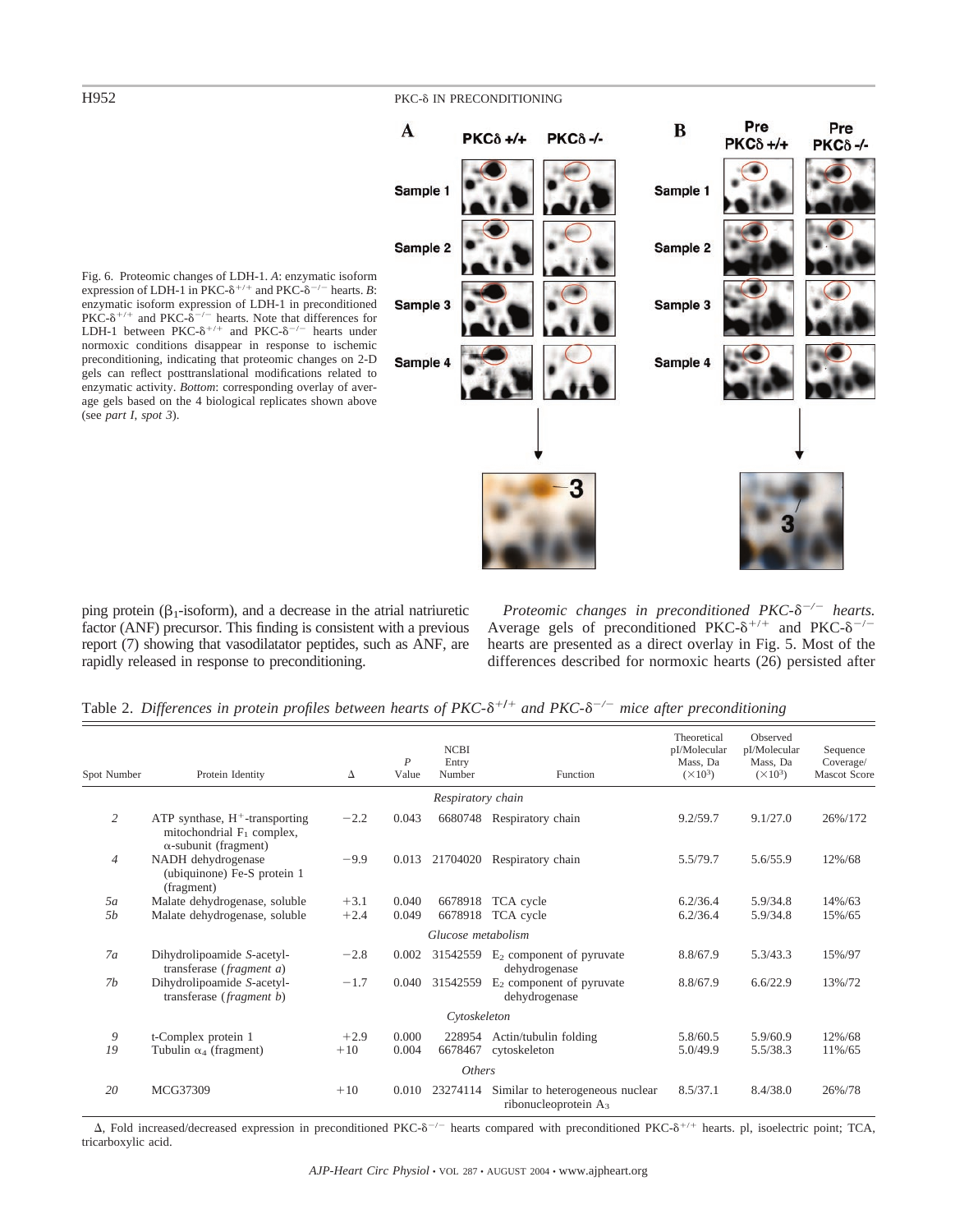Fig. 6. Proteomic changes of LDH-1. *A*: enzymatic isoform expression of LDH-1 in PKC-$\delta^{+/+}$ and PKC-$\delta^{-/-}$ hearts. *B*: enzymatic isoform expression of LDH-1 in preconditioned PKC-$\delta^{+/+}$ and PKC-$\delta^{-/-}$ hearts. Note that differences for LDH-1 between PKC-$\delta^{+/+}$ and PKC-$\delta^{-/-}$ hearts under normoxic conditions disappear in response to ischemic preconditioning, indicating that proteomic changes on 2-D gels can reflect posttranslational modifications related to enzymatic activity. *Bottom*: corresponding overlay of average gels based on the 4 biological replicates shown above (see *part I, spot 3*).

ping protein ($\beta_1$-isoform), and a decrease in the atrial natriuretic factor (ANF) precursor. This finding is consistent with a previous report (7) showing that vasodilatator peptides, such as ANF, are rapidly released in response to preconditioning.

*Proteomic changes in preconditioned PKC-$\delta^{-/-}$ hearts.* Average gels of preconditioned PKC-$\delta^{+/+}$ and PKC-$\delta^{-/-}$ hearts are presented as a direct overlay in Fig. 5. Most of the differences described for normoxic hearts (26) persisted after

Table 2. *Differences in protein profiles between hearts of PKC-$\delta^{+/+}$ and PKC-$\delta^{-/-}$ mice after preconditioning*

| Spot Number | Protein Identity | Δ | *P* Value | NCBI Entry Number | Function | Theoretical pI/Molecular Mass, Da ($\times 10^3$) | Observed pI/Molecular Mass, Da ($\times 10^3$) | Sequence Coverage/ Mascot Score |
|---|---|---|---|---|---|---|---|---|
| | | | | *Respiratory chain* | | | | |
| *2* | ATP synthase, $H^+$-transporting mitochondrial $F_1$ complex, α-subunit (fragment) | −2.2 | 0.043 | 6680748 | Respiratory chain | 9.2/59.7 | 9.1/27.0 | 26%/172 |
| *4* | NADH dehydrogenase (ubiquinone) Fe-S protein 1 (fragment) | −9.9 | 0.013 | 21704020 | Respiratory chain | 5.5/79.7 | 5.6/55.9 | 12%/68 |
| *5a* | Malate dehydrogenase, soluble | +3.1 | 0.040 | 6678918 | TCA cycle | 6.2/36.4 | 5.9/34.8 | 14%/63 |
| *5b* | Malate dehydrogenase, soluble | +2.4 | 0.049 | 6678918 | TCA cycle | 6.2/36.4 | 5.9/34.8 | 15%/65 |
| | | | | *Glucose metabolism* | | | | |
| *7a* | Dihydrolipoamide *S*-acetyl-transferase (*fragment a*) | −2.8 | 0.002 | 31542559 | $E_2$ component of pyruvate dehydrogenase | 8.8/67.9 | 5.3/43.3 | 15%/97 |
| *7b* | Dihydrolipoamide *S*-acetyl-transferase (*fragment b*) | −1.7 | 0.040 | 31542559 | $E_2$ component of pyruvate dehydrogenase | 8.8/67.9 | 6.6/22.9 | 13%/72 |
| | | | | *Cytoskeleton* | | | | |
| *9* | t-Complex protein 1 | +2.9 | 0.000 | 228954 | Actin/tubulin folding | 5.8/60.5 | 5.9/60.9 | 12%/68 |
| *19* | Tubulin $\alpha_4$ (fragment) | +10 | 0.004 | 6678467 | cytoskeleton | 5.0/49.9 | 5.5/38.3 | 11%/65 |
| | | | | *Others* | | | | |
| *20* | MCG37309 | +10 | 0.010 | 23274114 | Similar to heterogeneous nuclear ribonucleoprotein $A_3$ | 8.5/37.1 | 8.4/38.0 | 26%/78 |

Δ, Fold increased/decreased expression in preconditioned PKC-$\delta^{-/-}$ hearts compared with preconditioned PKC-$\delta^{+/+}$ hearts. pI, isoelectric point; TCA, tricarboxylic acid.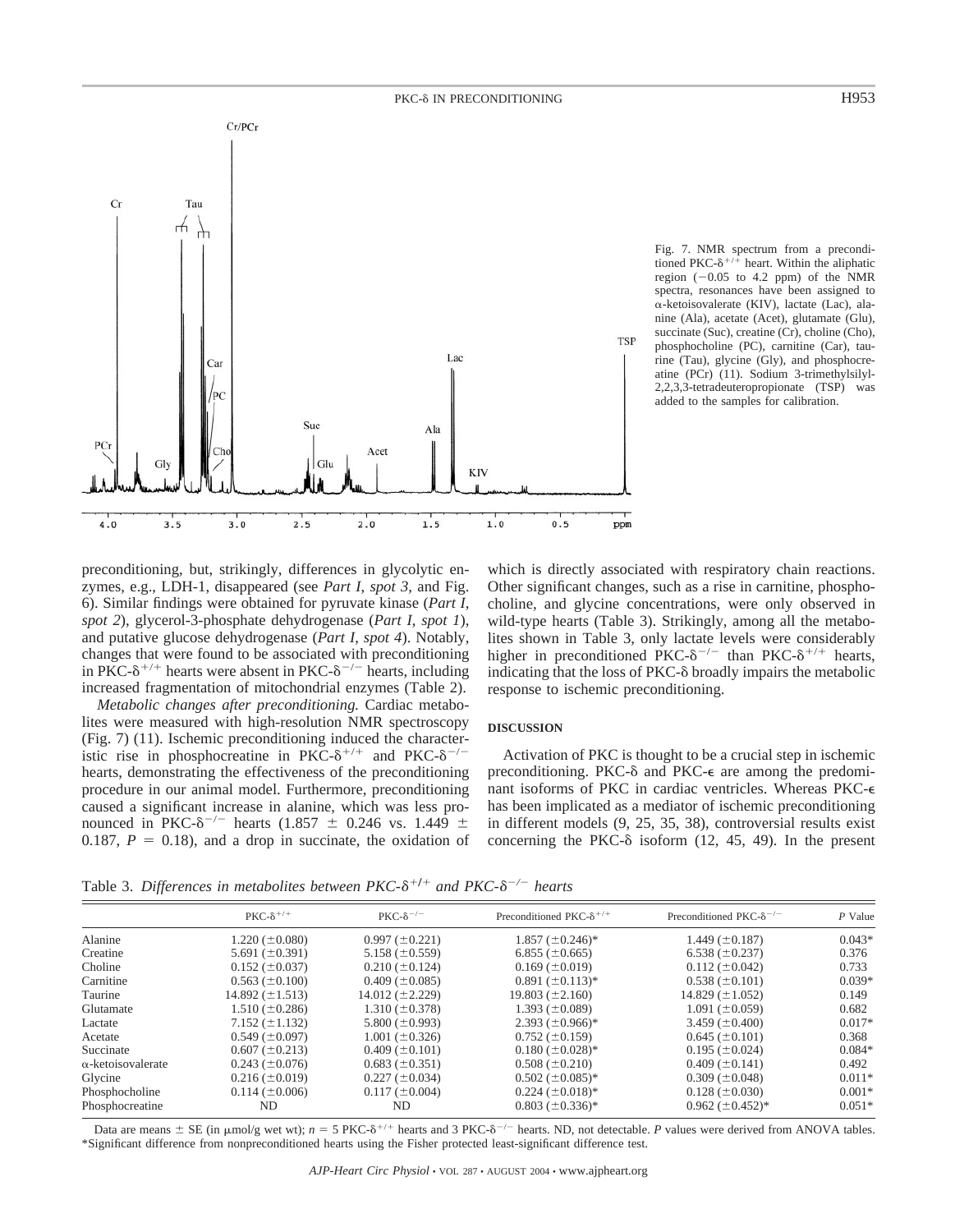Fig. 7. NMR spectrum from a preconditioned PKC-$\delta^{+/+}$ heart. Within the aliphatic region (−0.05 to 4.2 ppm) of the NMR spectra, resonances have been assigned to α-ketoisovalerate (KIV), lactate (Lac), alanine (Ala), acetate (Acet), glutamate (Glu), succinate (Suc), creatine (Cr), choline (Cho), phosphocholine (PC), carnitine (Car), taurine (Tau), glycine (Gly), and phosphocreatine (PCr) (11). Sodium 3-trimethylsilyl-2,2,3,3-tetradeuteropropionate (TSP) was added to the samples for calibration.

preconditioning, but, strikingly, differences in glycolytic enzymes, e.g., LDH-1, disappeared (see *Part I*, *spot 3*, and Fig. 6). Similar findings were obtained for pyruvate kinase (*Part I*, *spot 2*), glycerol-3-phosphate dehydrogenase (*Part I*, *spot 1*), and putative glucose dehydrogenase (*Part I*, *spot 4*). Notably, changes that were found to be associated with preconditioning in PKC-$\delta^{+/+}$ hearts were absent in PKC-$\delta^{-/-}$ hearts, including increased fragmentation of mitochondrial enzymes (Table 2).

*Metabolic changes after preconditioning.* Cardiac metabolites were measured with high-resolution NMR spectroscopy (Fig. 7) (11). Ischemic preconditioning induced the characteristic rise in phosphocreatine in PKC-$\delta^{+/+}$ and PKC-$\delta^{-/-}$ hearts, demonstrating the effectiveness of the preconditioning procedure in our animal model. Furthermore, preconditioning caused a significant increase in alanine, which was less pronounced in PKC-$\delta^{-/-}$ hearts (1.857 ± 0.246 vs. 1.449 ± 0.187, $P$ = 0.18), and a drop in succinate, the oxidation of which is directly associated with respiratory chain reactions. Other significant changes, such as a rise in carnitine, phosphocholine, and glycine concentrations, were only observed in wild-type hearts (Table 3). Strikingly, among all the metabolites shown in Table 3, only lactate levels were considerably higher in preconditioned PKC-$\delta^{-/-}$ than PKC-$\delta^{+/+}$ hearts, indicating that the loss of PKC-δ broadly impairs the metabolic response to ischemic preconditioning.

## DISCUSSION

Activation of PKC is thought to be a crucial step in ischemic preconditioning. PKC-δ and PKC-ε are among the predominant isoforms of PKC in cardiac ventricles. Whereas PKC-ε has been implicated as a mediator of ischemic preconditioning in different models (9, 25, 35, 38), controversial results exist concerning the PKC-δ isoform (12, 45, 49). In the present

Table 3. *Differences in metabolites between PKC-$\delta^{+/+}$ and PKC-$\delta^{-/-}$ hearts*

| | PKC-$\delta^{+/+}$ | PKC-$\delta^{-/-}$ | Preconditioned PKC-$\delta^{+/+}$ | Preconditioned PKC-$\delta^{-/-}$ | $P$ Value |
|---|---|---|---|---|---|
| Alanine | 1.220 (±0.080) | 0.997 (±0.221) | 1.857 (±0.246)* | 1.449 (±0.187) | 0.043* |
| Creatine | 5.691 (±0.391) | 5.158 (±0.559) | 6.855 (±0.665) | 6.538 (±0.237) | 0.376 |
| Choline | 0.152 (±0.037) | 0.210 (±0.124) | 0.169 (±0.019) | 0.112 (±0.042) | 0.733 |
| Carnitine | 0.563 (±0.100) | 0.409 (±0.085) | 0.891 (±0.113)* | 0.538 (±0.101) | 0.039* |
| Taurine | 14.892 (±1.513) | 14.012 (±2.229) | 19.803 (±2.160) | 14.829 (±1.052) | 0.149 |
| Glutamate | 1.510 (±0.286) | 1.310 (±0.378) | 1.393 (±0.089) | 1.091 (±0.059) | 0.682 |
| Lactate | 7.152 (±1.132) | 5.800 (±0.993) | 2.393 (±0.966)* | 3.459 (±0.400) | 0.017* |
| Acetate | 0.549 (±0.097) | 1.001 (±0.326) | 0.752 (±0.159) | 0.645 (±0.101) | 0.368 |
| Succinate | 0.607 (±0.213) | 0.409 (±0.101) | 0.180 (±0.028)* | 0.195 (±0.024) | 0.084* |
| α-ketoisovalerate | 0.243 (±0.076) | 0.683 (±0.351) | 0.508 (±0.210) | 0.409 (±0.141) | 0.492 |
| Glycine | 0.216 (±0.019) | 0.227 (±0.034) | 0.502 (±0.085)* | 0.309 (±0.048) | 0.011* |
| Phosphocholine | 0.114 (±0.006) | 0.117 (±0.004) | 0.224 (±0.018)* | 0.128 (±0.030) | 0.001* |
| Phosphocreatine | ND | ND | 0.803 (±0.336)* | 0.962 (±0.452)* | 0.051* |

Data are means ± SE (in μmol/g wet wt); $n$ = 5 PKC-$\delta^{+/+}$ hearts and 3 PKC-$\delta^{-/-}$ hearts. ND, not detectable. $P$ values were derived from ANOVA tables. *Significant difference from nonpreconditioned hearts using the Fisher protected least-significant difference test.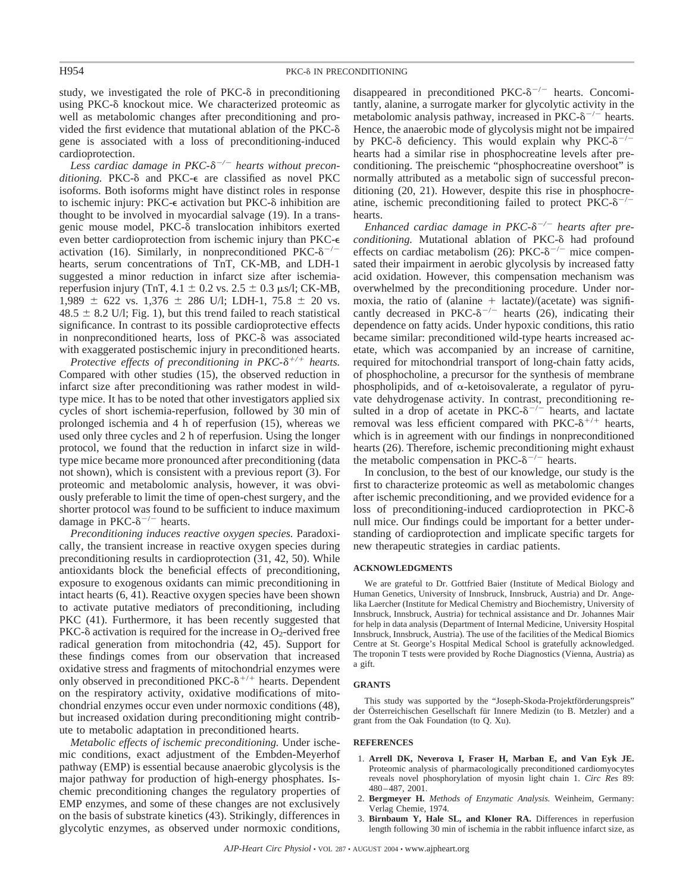study, we investigated the role of PKC-δ in preconditioning using PKC-δ knockout mice. We characterized proteomic as well as metabolomic changes after preconditioning and provided the first evidence that mutational ablation of the PKC-δ gene is associated with a loss of preconditioning-induced cardioprotection.

*Less cardiac damage in PKC-$\delta^{-/-}$ hearts without preconditioning.* PKC-δ and PKC-ε are classified as novel PKC isoforms. Both isoforms might have distinct roles in response to ischemic injury: PKC-ε activation but PKC-δ inhibition are thought to be involved in myocardial salvage (19). In a transgenic mouse model, PKC-δ translocation inhibitors exerted even better cardioprotection from ischemic injury than PKC-ε activation (16). Similarly, in nonpreconditioned PKC-$\delta^{-/-}$ hearts, serum concentrations of TnT, CK-MB, and LDH-1 suggested a minor reduction in infarct size after ischemia-reperfusion injury (TnT, 4.1 ± 0.2 vs. 2.5 ± 0.3 μs/l; CK-MB, 1,989 ± 622 vs. 1,376 ± 286 U/l; LDH-1, 75.8 ± 20 vs. 48.5 ± 8.2 U/l; Fig. 1), but this trend failed to reach statistical significance. In contrast to its possible cardioprotective effects in nonpreconditioned hearts, loss of PKC-δ was associated with exaggerated postischemic injury in preconditioned hearts.

*Protective effects of preconditioning in PKC-$\delta^{+/+}$ hearts.* Compared with other studies (15), the observed reduction in infarct size after preconditioning was rather modest in wild-type mice. It has to be noted that other investigators applied six cycles of short ischemia-reperfusion, followed by 30 min of prolonged ischemia and 4 h of reperfusion (15), whereas we used only three cycles and 2 h of reperfusion. Using the longer protocol, we found that the reduction in infarct size in wild-type mice became more pronounced after preconditioning (data not shown), which is consistent with a previous report (3). For proteomic and metabolomic analysis, however, it was obviously preferable to limit the time of open-chest surgery, and the shorter protocol was found to be sufficient to induce maximum damage in PKC-$\delta^{-/-}$ hearts.

*Preconditioning induces reactive oxygen species.* Paradoxically, the transient increase in reactive oxygen species during preconditioning results in cardioprotection (31, 42, 50). While antioxidants block the beneficial effects of preconditioning, exposure to exogenous oxidants can mimic preconditioning in intact hearts (6, 41). Reactive oxygen species have been shown to activate putative mediators of preconditioning, including PKC (41). Furthermore, it has been recently suggested that PKC-δ activation is required for the increase in $O_2$-derived free radical generation from mitochondria (42, 45). Support for these findings comes from our observation that increased oxidative stress and fragments of mitochondrial enzymes were only observed in preconditioned PKC-$\delta^{+/+}$ hearts. Dependent on the respiratory activity, oxidative modifications of mitochondrial enzymes occur even under normoxic conditions (48), but increased oxidation during preconditioning might contribute to metabolic adaptation in preconditioned hearts.

*Metabolic effects of ischemic preconditioning.* Under ischemic conditions, exact adjustment of the Embden-Meyerhof pathway (EMP) is essential because anaerobic glycolysis is the major pathway for production of high-energy phosphates. Ischemic preconditioning changes the regulatory properties of EMP enzymes, and some of these changes are not exclusively on the basis of substrate kinetics (43). Strikingly, differences in glycolytic enzymes, as observed under normoxic conditions, disappeared in preconditioned PKC-$\delta^{-/-}$ hearts. Concomitantly, alanine, a surrogate marker for glycolytic activity in the metabolomic analysis pathway, increased in PKC-$\delta^{-/-}$ hearts. Hence, the anaerobic mode of glycolysis might not be impaired by PKC-δ deficiency. This would explain why PKC-$\delta^{-/-}$ hearts had a similar rise in phosphocreatine levels after preconditioning. The preischemic "phosphocreatine overshoot" is normally attributed as a metabolic sign of successful preconditioning (20, 21). However, despite this rise in phosphocreatine, ischemic preconditioning failed to protect PKC-$\delta^{-/-}$ hearts.

*Enhanced cardiac damage in PKC-$\delta^{-/-}$ hearts after preconditioning.* Mutational ablation of PKC-δ had profound effects on cardiac metabolism (26): PKC-$\delta^{-/-}$ mice compensated their impairment in aerobic glycolysis by increased fatty acid oxidation. However, this compensation mechanism was overwhelmed by the preconditioning procedure. Under normoxia, the ratio of (alanine + lactate)/(acetate) was significantly decreased in PKC-$\delta^{-/-}$ hearts (26), indicating their dependence on fatty acids. Under hypoxic conditions, this ratio became similar: preconditioned wild-type hearts increased acetate, which was accompanied by an increase of carnitine, required for mitochondrial transport of long-chain fatty acids, of phosphocholine, a precursor for the synthesis of membrane phospholipids, and of α-ketoisovalerate, a regulator of pyruvate dehydrogenase activity. In contrast, preconditioning resulted in a drop of acetate in PKC-$\delta^{-/-}$ hearts, and lactate removal was less efficient compared with PKC-$\delta^{+/+}$ hearts, which is in agreement with our findings in nonpreconditioned hearts (26). Therefore, ischemic preconditioning might exhaust the metabolic compensation in PKC-$\delta^{-/-}$ hearts.

In conclusion, to the best of our knowledge, our study is the first to characterize proteomic as well as metabolomic changes after ischemic preconditioning, and we provided evidence for a loss of preconditioning-induced cardioprotection in PKC-δ null mice. Our findings could be important for a better understanding of cardioprotection and implicate specific targets for new therapeutic strategies in cardiac patients.

## ACKNOWLEDGMENTS

We are grateful to Dr. Gottfried Baier (Institute of Medical Biology and Human Genetics, University of Innsbruck, Innsbruck, Austria) and Dr. Angelika Laercher (Institute for Medical Chemistry and Biochemistry, University of Innsbruck, Innsbruck, Austria) for technical assistance and Dr. Johannes Mair for help in data analysis (Department of Internal Medicine, University Hospital Innsbruck, Innsbruck, Austria). The use of the facilities of the Medical Biomics Centre at St. George's Hospital Medical School is gratefully acknowledged. The troponin T tests were provided by Roche Diagnostics (Vienna, Austria) as a gift.

## GRANTS

This study was supported by the "Joseph-Skoda-Projektförderungspreis" der Österreichischen Gesellschaft für Innere Medizin (to B. Metzler) and a grant from the Oak Foundation (to Q. Xu).

## REFERENCES

1. **Arrell DK, Neverova I, Fraser H, Marban E, and Van Eyk JE.** Proteomic analysis of pharmacologically preconditioned cardiomyocytes reveals novel phosphorylation of myosin light chain 1. *Circ Res* 89: 480–487, 2001.
2. **Bergmeyer H.** *Methods of Enzymatic Analysis.* Weinheim, Germany: Verlag Chemie, 1974.
3. **Birnbaum Y, Hale SL, and Kloner RA.** Differences in reperfusion length following 30 min of ischemia in the rabbit influence infarct size, as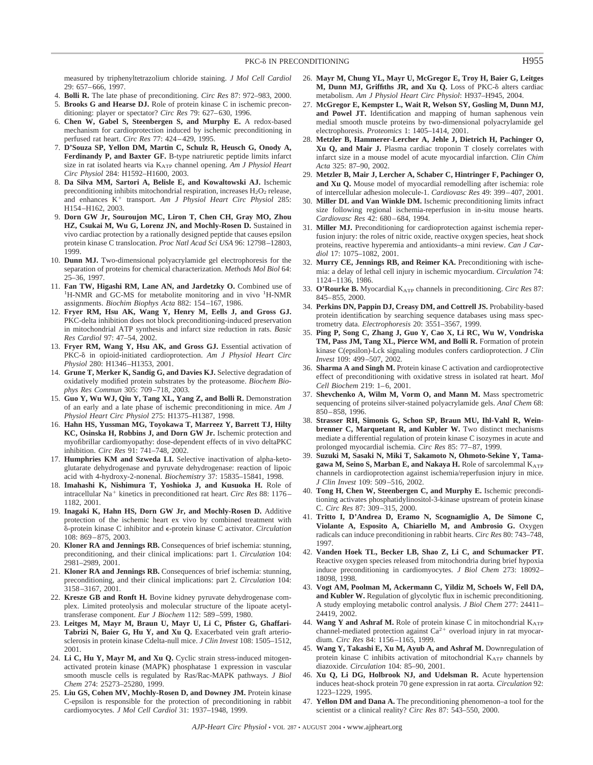measured by triphenyltetrazolium chloride staining. *J Mol Cell Cardiol* 29: 657–666, 1997.

4. **Bolli R.** The late phase of preconditioning. *Circ Res* 87: 972–983, 2000.
5. **Brooks G and Hearse DJ.** Role of protein kinase C in ischemic preconditioning: player or spectator? *Circ Res* 79: 627–630, 1996.
6. **Chen W, Gabel S, Steenbergen S, and Murphy E.** A redox-based mechanism for cardioprotection induced by ischemic preconditioning in perfused rat heart. *Circ Res* 77: 424–429, 1995.
7. **D'Souza SP, Yellon DM, Martin C, Schulz R, Heusch G, Onody A, Ferdinandy P, and Baxter GF.** B-type natriuretic peptide limits infarct size in rat isolated hearts via $K_{ATP}$ channel opening. *Am J Physiol Heart Circ Physiol* 284: H1592–H1600, 2003.
8. **Da Silva MM, Sartori A, Belisle E, and Kowaltowski AJ.** Ischemic preconditioning inhibits mitochondrial respiration, increases $H_2O_2$ release, and enhances $K^+$ transport. *Am J Physiol Heart Circ Physiol* 285: H154–H162, 2003.
9. **Dorn GW Jr, Souroujon MC, Liron T, Chen CH, Gray MO, Zhou HZ, Csukai M, Wu G, Lorenz JN, and Mochly-Rosen D.** Sustained in vivo cardiac protection by a rationally designed peptide that causes epsilon protein kinase C translocation. *Proc Natl Acad Sci USA* 96: 12798–12803, 1999.
10. **Dunn MJ.** Two-dimensional polyacrylamide gel electrophoresis for the separation of proteins for chemical characterization. *Methods Mol Biol* 64: 25–36, 1997.
11. **Fan TW, Higashi RM, Lane AN, and Jardetzky O.** Combined use of $^1$H-NMR and GC-MS for metabolite monitoring and in vivo $^1$H-NMR assignments. *Biochim Biophys Acta* 882: 154–167, 1986.
12. **Fryer RM, Hsu AK, Wang Y, Henry M, Eells J, and Gross GJ.** PKC-delta inhibition does not block preconditioning-induced preservation in mitochondrial ATP synthesis and infarct size reduction in rats. *Basic Res Cardiol* 97: 47–54, 2002.
13. **Fryer RM, Wang Y, Hsu AK, and Gross GJ.** Essential activation of PKC-δ in opioid-initiated cardioprotection. *Am J Physiol Heart Circ Physiol* 280: H1346–H1353, 2001.
14. **Grune T, Merker K, Sandig G, and Davies KJ.** Selective degradation of oxidatively modified protein substrates by the proteasome. *Biochem Biophys Res Commun* 305: 709–718, 2003.
15. **Guo Y, Wu WJ, Qiu Y, Tang XL, Yang Z, and Bolli R.** Demonstration of an early and a late phase of ischemic preconditioning in mice. *Am J Physiol Heart Circ Physiol* 275: H1375–H1387, 1998.
16. **Hahn HS, Yussman MG, Toyokawa T, Marreez Y, Barrett TJ, Hilty KC, Osinska H, Robbins J, and Dorn GW Jr.** Ischemic protection and myofibrillar cardiomyopathy: dose-dependent effects of in vivo deltaPKC inhibition. *Circ Res* 91: 741–748, 2002.
17. **Humphries KM and Szweda LI.** Selective inactivation of alpha-ketoglutarate dehydrogenase and pyruvate dehydrogenase: reaction of lipoic acid with 4-hydroxy-2-nonenal. *Biochemistry* 37: 15835–15841, 1998.
18. **Imahashi K, Nishimura T, Yoshioka J, and Kusuoka H.** Role of intracellular $Na^+$ kinetics in preconditioned rat heart. *Circ Res* 88: 1176–1182, 2001.
19. **Inagaki K, Hahn HS, Dorn GW Jr, and Mochly-Rosen D.** Additive protection of the ischemic heart ex vivo by combined treatment with δ-protein kinase C inhibitor and ε-protein kinase C activator. *Circulation* 108: 869–875, 2003.
20. **Kloner RA and Jennings RB.** Consequences of brief ischemia: stunning, preconditioning, and their clinical implications: part 1. *Circulation* 104: 2981–2989, 2001.
21. **Kloner RA and Jennings RB.** Consequences of brief ischemia: stunning, preconditioning, and their clinical implications: part 2. *Circulation* 104: 3158–3167, 2001.
22. **Kresze GB and Ronft H.** Bovine kidney pyruvate dehydrogenase complex. Limited proteolysis and molecular structure of the lipoate acetyltransferase component. *Eur J Biochem* 112: 589–599, 1980.
23. **Leitges M, Mayr M, Braun U, Mayr U, Li C, Pfister G, Ghaffari-Tabrizi N, Baier G, Hu Y, and Xu Q.** Exacerbated vein graft arteriosclerosis in protein kinase Cdelta-null mice. *J Clin Invest* 108: 1505–1512, 2001.
24. **Li C, Hu Y, Mayr M, and Xu Q.** Cyclic strain stress-induced mitogen-activated protein kinase (MAPK) phosphatase 1 expression in vascular smooth muscle cells is regulated by Ras/Rac-MAPK pathways. *J Biol Chem* 274: 25273–25280, 1999.
25. **Liu GS, Cohen MV, Mochly-Rosen D, and Downey JM.** Protein kinase C-epsilon is responsible for the protection of preconditioning in rabbit cardiomyocytes. *J Mol Cell Cardiol* 31: 1937–1948, 1999.
26. **Mayr M, Chung YL, Mayr U, McGregor E, Troy H, Baier G, Leitges M, Dunn MJ, Griffiths JR, and Xu Q.** Loss of PKC-δ alters cardiac metabolism. *Am J Physiol Heart Circ Physiol*: H937–H945, 2004.
27. **McGregor E, Kempster L, Wait R, Welson SY, Gosling M, Dunn MJ, and Powel JT.** Identification and mapping of human saphenous vein medial smooth muscle proteins by two-dimensional polyacrylamide gel electrophoresis. *Proteomics* 1: 1405–1414, 2001.
28. **Metzler B, Hammerer-Lercher A, Jehle J, Dietrich H, Pachinger O, Xu Q, and Mair J.** Plasma cardiac troponin T closely correlates with infarct size in a mouse model of acute myocardial infarction. *Clin Chim Acta* 325: 87–90, 2002.
29. **Metzler B, Mair J, Lercher A, Schaber C, Hintringer F, Pachinger O, and Xu Q.** Mouse model of myocardial remodelling after ischemia: role of intercellular adhesion molecule-1. *Cardiovasc Res* 49: 399–407, 2001.
30. **Miller DL and Van Winkle DM.** Ischemic preconditioning limits infarct size following regional ischemia-reperfusion in in-situ mouse hearts. *Cardiovasc Res* 42: 680–684, 1994.
31. **Miller MJ.** Preconditioning for cardioprotection against ischemia reperfusion injury: the roles of nitric oxide, reactive oxygen species, heat shock proteins, reactive hyperemia and antioxidants–a mini review. *Can J Cardiol* 17: 1075–1082, 2001.
32. **Murry CE, Jennings RB, and Reimer KA.** Preconditioning with ischemia: a delay of lethal cell injury in ischemic myocardium. *Circulation* 74: 1124–1136, 1986.
33. **O'Rourke B.** Myocardial $K_{ATP}$ channels in preconditioning. *Circ Res* 87: 845–855, 2000.
34. **Perkins DN, Pappin DJ, Creasy DM, and Cottrell JS.** Probability-based protein identification by searching sequence databases using mass spectrometry data. *Electrophoresis* 20: 3551–3567, 1999.
35. **Ping P, Song C, Zhang J, Guo Y, Cao X, Li RC, Wu W, Vondriska TM, Pass JM, Tang XL, Pierce WM, and Bolli R.** Formation of protein kinase C(epsilon)-Lck signaling modules confers cardioprotection. *J Clin Invest* 109: 499–507, 2002.
36. **Sharma A and Singh M.** Protein kinase C activation and cardioprotective effect of preconditioning with oxidative stress in isolated rat heart. *Mol Cell Biochem* 219: 1–6, 2001.
37. **Shevchenko A, Wilm M, Vorm O, and Mann M.** Mass spectrometric sequencing of proteins silver-stained polyacrylamide gels. *Anal Chem* 68: 850–858, 1996.
38. **Strasser RH, Simonis G, Schon SP, Braun MU, Ihl-Vahl R, Weinbrenner C, Marquetant R, and Kubler W.** Two distinct mechanisms mediate a differential regulation of protein kinase C isozymes in acute and prolonged myocardial ischemia. *Circ Res* 85: 77–87, 1999.
39. **Suzuki M, Sasaki N, Miki T, Sakamoto N, Ohmoto-Sekine Y, Tamagawa M, Seino S, Marban E, and Nakaya H.** Role of sarcolemmal $K_{ATP}$ channels in cardioprotection against ischemia/reperfusion injury in mice. *J Clin Invest* 109: 509–516, 2002.
40. **Tong H, Chen W, Steenbergen C, and Murphy E.** Ischemic preconditioning activates phosphatidylinositol-3-kinase upstream of protein kinase C. *Circ Res* 87: 309–315, 2000.
41. **Tritto I, D'Andrea D, Eramo N, Scognamiglio A, De Simone C, Violante A, Esposito A, Chiariello M, and Ambrosio G.** Oxygen radicals can induce preconditioning in rabbit hearts. *Circ Res* 80: 743–748, 1997.
42. **Vanden Hoek TL, Becker LB, Shao Z, Li C, and Schumacker PT.** Reactive oxygen species released from mitochondria during brief hypoxia induce preconditioning in cardiomyocytes. *J Biol Chem* 273: 18092–18098, 1998.
43. **Vogt AM, Poolman M, Ackermann C, Yildiz M, Schoels W, Fell DA, and Kubler W.** Regulation of glycolytic flux in ischemic preconditioning. A study employing metabolic control analysis. *J Biol Chem* 277: 24411–24419, 2002.
44. **Wang Y and Ashraf M.** Role of protein kinase C in mitochondrial $K_{ATP}$ channel-mediated protection against $Ca^{2+}$ overload injury in rat myocardium. *Circ Res* 84: 1156–1165, 1999.
45. **Wang Y, Takashi E, Xu M, Ayub A, and Ashraf M.** Downregulation of protein kinase C inhibits activation of mitochondrial $K_{ATP}$ channels by diazoxide. *Circulation* 104: 85–90, 2001.
46. **Xu Q, Li DG, Holbrook NJ, and Udelsman R.** Acute hypertension induces heat-shock protein 70 gene expression in rat aorta. *Circulation* 92: 1223–1229, 1995.
47. **Yellon DM and Dana A.** The preconditioning phenomenon–a tool for the scientist or a clinical reality? *Circ Res* 87: 543–550, 2000.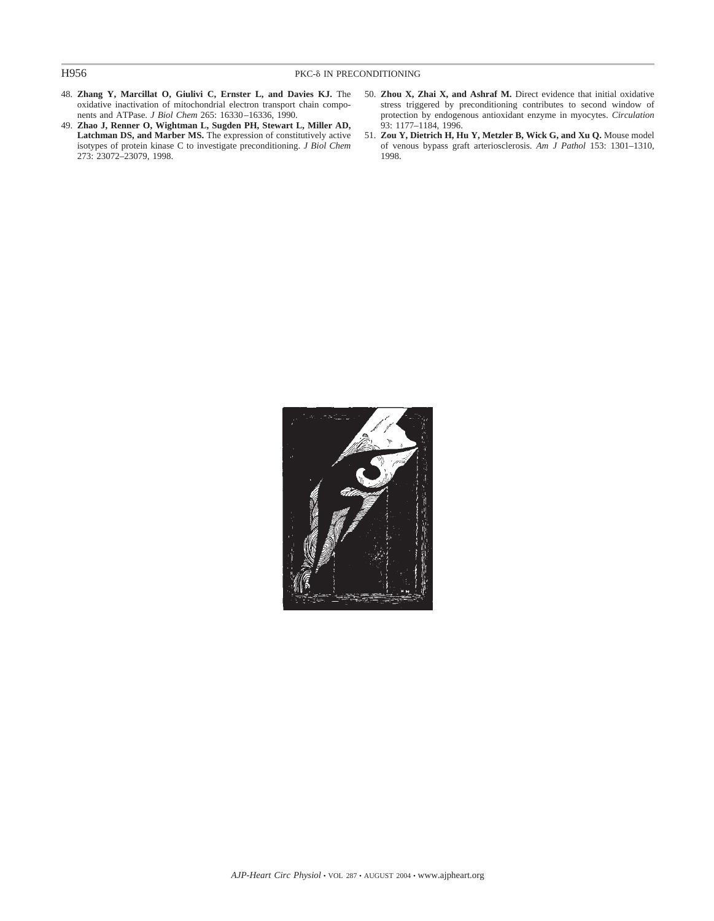48. **Zhang Y, Marcillat O, Giulivi C, Ernster L, and Davies KJ.** The oxidative inactivation of mitochondrial electron transport chain components and ATPase. *J Biol Chem* 265: 16330–16336, 1990.
49. **Zhao J, Renner O, Wightman L, Sugden PH, Stewart L, Miller AD, Latchman DS, and Marber MS.** The expression of constitutively active isotypes of protein kinase C to investigate preconditioning. *J Biol Chem* 273: 23072–23079, 1998.
50. **Zhou X, Zhai X, and Ashraf M.** Direct evidence that initial oxidative stress triggered by preconditioning contributes to second window of protection by endogenous antioxidant enzyme in myocytes. *Circulation* 93: 1177–1184, 1996.
51. **Zou Y, Dietrich H, Hu Y, Metzler B, Wick G, and Xu Q.** Mouse model of venous bypass graft arteriosclerosis. *Am J Pathol* 153: 1301–1310, 1998.